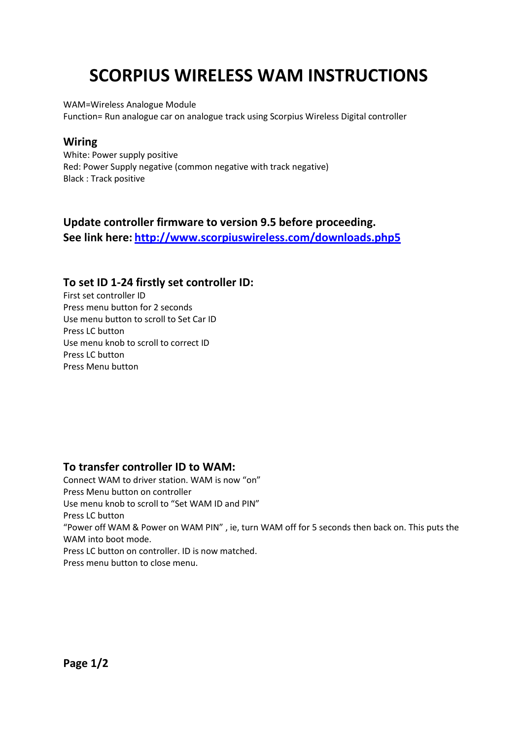# SCORPIUS WIRELESS WAM INSTRUCTIONS

WAM=Wireless Analogue Module
Function= Run analogue car on analogue track using Scorpius Wireless Digital controller

## Wiring

White: Power supply positive
Red: Power Supply negative (common negative with track negative)
Black : Track positive

## Update controller firmware to version 9.5 before proceeding.
## See link here: [http://www.scorpiuswireless.com/downloads.php5](http://www.scorpiuswireless.com/downloads.php5)

## To set ID 1-24 firstly set controller ID:

First set controller ID
Press menu button for 2 seconds
Use menu button to scroll to Set Car ID
Press LC button
Use menu knob to scroll to correct ID
Press LC button
Press Menu button

## To transfer controller ID to WAM:

Connect WAM to driver station. WAM is now "on"
Press Menu button on controller
Use menu knob to scroll to "Set WAM ID and PIN"
Press LC button
"Power off WAM & Power on WAM PIN" , ie, turn WAM off for 5 seconds then back on. This puts the WAM into boot mode.
Press LC button on controller. ID is now matched.
Press menu button to close menu.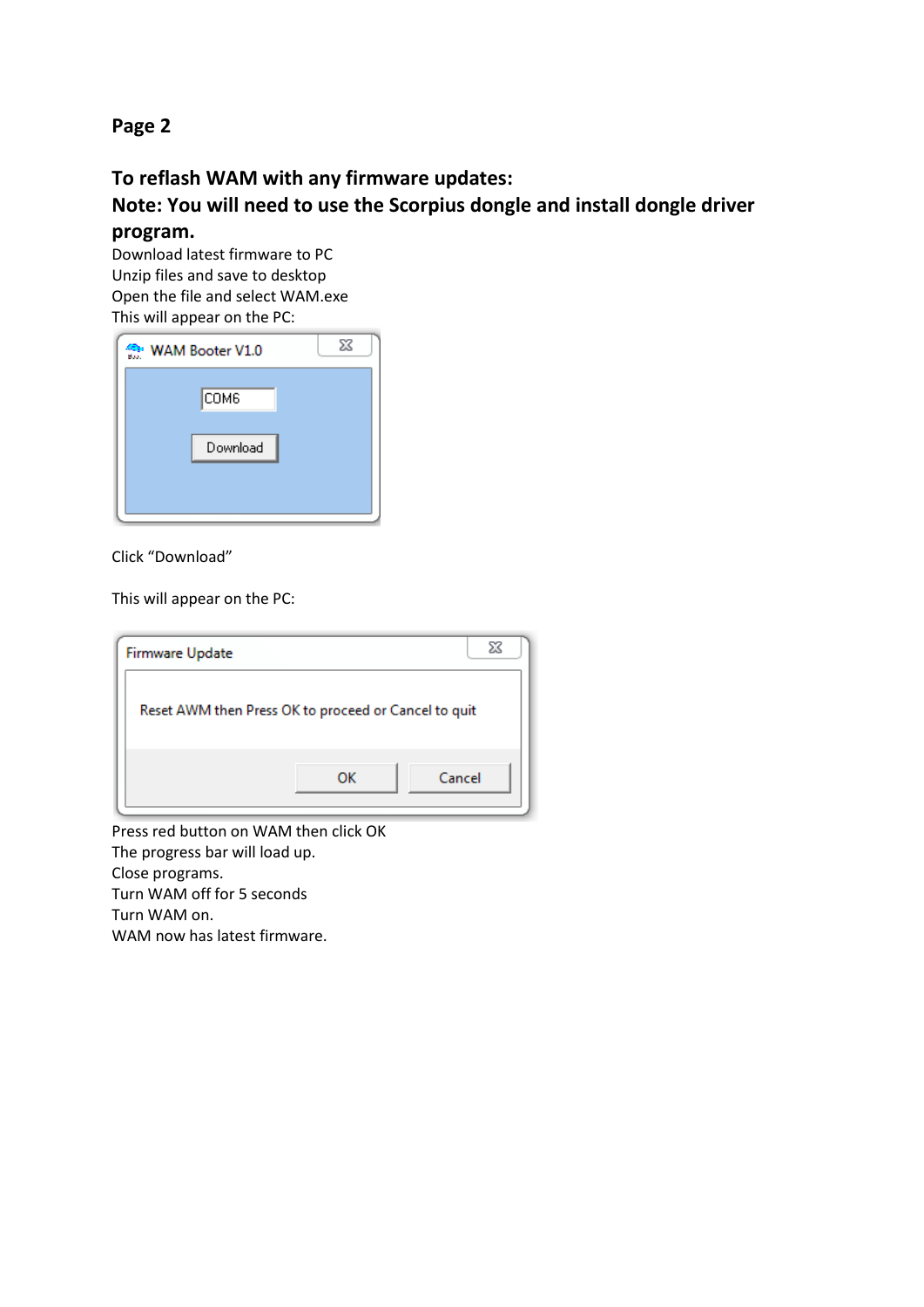## To reflash WAM with any firmware updates:

## Note: You will need to use the Scorpius dongle and install dongle driver program.

Download latest firmware to PC
Unzip files and save to desktop
Open the file and select WAM.exe
This will appear on the PC:

WAM Booter V1.0

COM6

Download

Click "Download"

This will appear on the PC:

Firmware Update

Reset AWM then Press OK to proceed or Cancel to quit

OK Cancel

Press red button on WAM then click OK
The progress bar will load up.
Close programs.
Turn WAM off for 5 seconds
Turn WAM on.
WAM now has latest firmware.